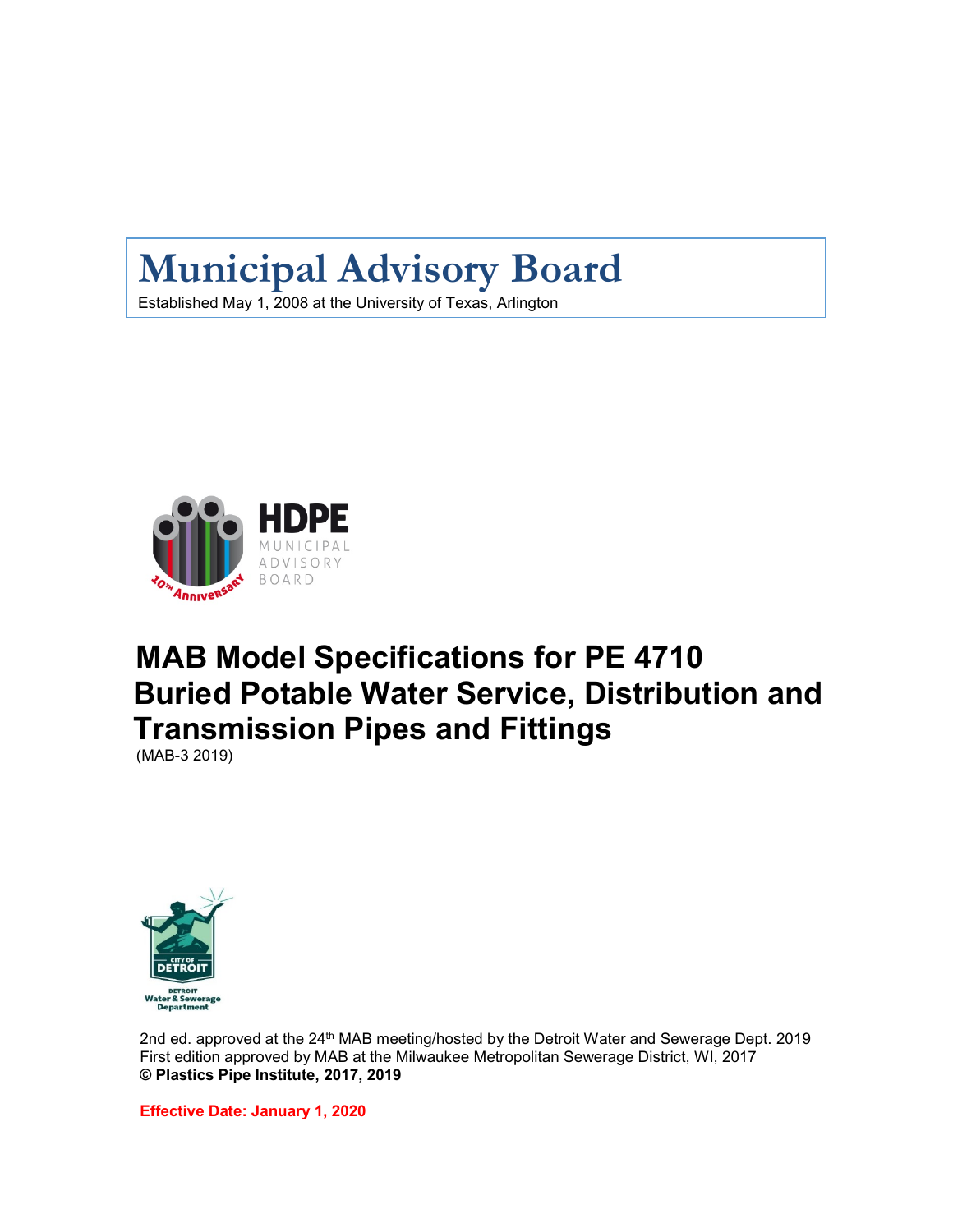# Municipal Advisory Board

Established May 1, 2008 at the University of Texas, Arlington

HDPE MUNICIPAL ADVISORY BOARD

10TH Anniversary

# MAB Model Specifications for PE 4710 Buried Potable Water Service, Distribution and Transmission Pipes and Fittings

(MAB-3 2019)

CITY OF DETROIT

DETROIT Water & Sewerage Department

2nd ed. approved at the 24th MAB meeting/hosted by the Detroit Water and Sewerage Dept. 2019
First edition approved by MAB at the Milwaukee Metropolitan Sewerage District, WI, 2017
**© Plastics Pipe Institute, 2017, 2019**

**Effective Date: January 1, 2020**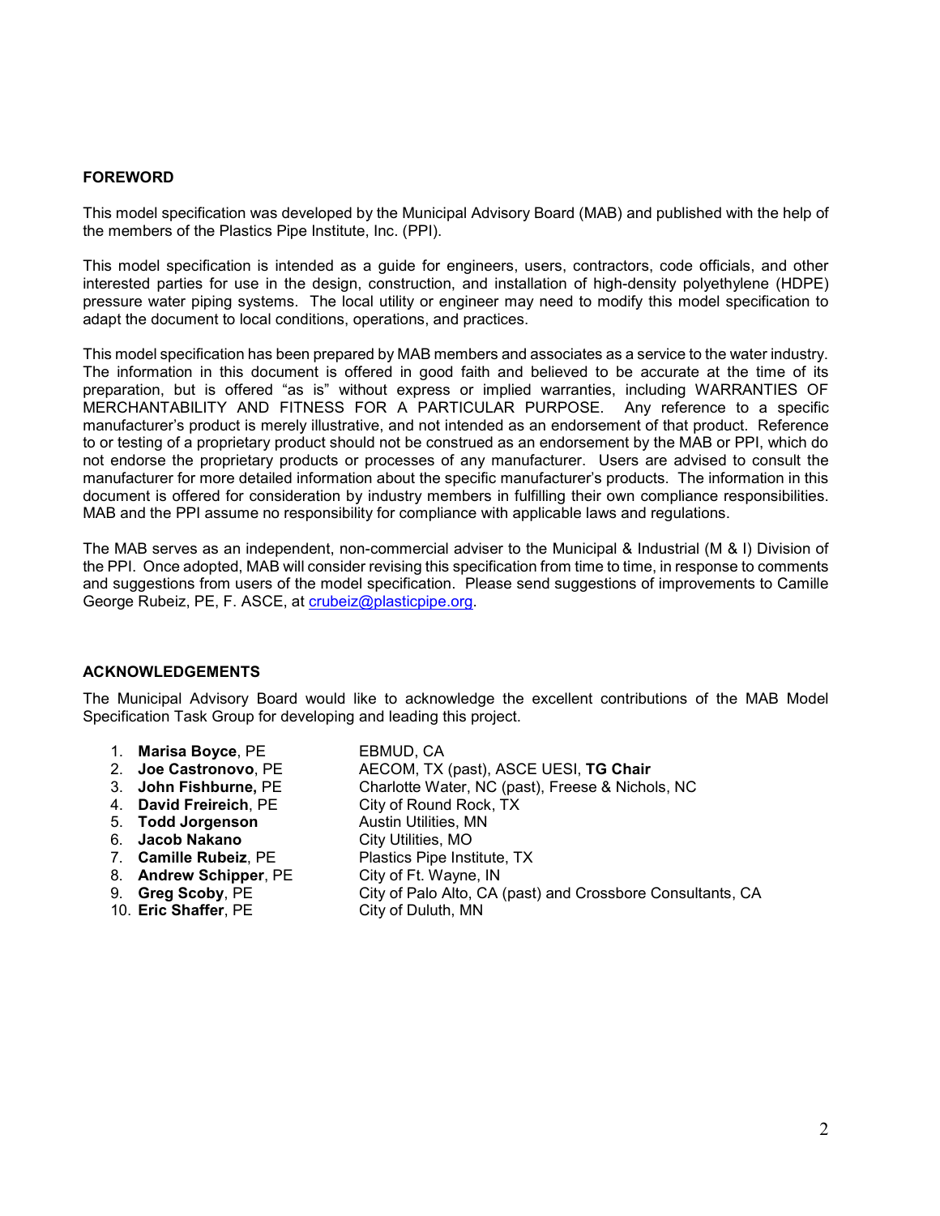## FOREWORD

This model specification was developed by the Municipal Advisory Board (MAB) and published with the help of the members of the Plastics Pipe Institute, Inc. (PPI).

This model specification is intended as a guide for engineers, users, contractors, code officials, and other interested parties for use in the design, construction, and installation of high-density polyethylene (HDPE) pressure water piping systems. The local utility or engineer may need to modify this model specification to adapt the document to local conditions, operations, and practices.

This model specification has been prepared by MAB members and associates as a service to the water industry. The information in this document is offered in good faith and believed to be accurate at the time of its preparation, but is offered "as is" without express or implied warranties, including WARRANTIES OF MERCHANTABILITY AND FITNESS FOR A PARTICULAR PURPOSE. Any reference to a specific manufacturer's product is merely illustrative, and not intended as an endorsement of that product. Reference to or testing of a proprietary product should not be construed as an endorsement by the MAB or PPI, which do not endorse the proprietary products or processes of any manufacturer. Users are advised to consult the manufacturer for more detailed information about the specific manufacturer's products. The information in this document is offered for consideration by industry members in fulfilling their own compliance responsibilities. MAB and the PPI assume no responsibility for compliance with applicable laws and regulations.

The MAB serves as an independent, non-commercial adviser to the Municipal & Industrial (M & I) Division of the PPI. Once adopted, MAB will consider revising this specification from time to time, in response to comments and suggestions from users of the model specification. Please send suggestions of improvements to Camille George Rubeiz, PE, F. ASCE, at crubeiz@plasticpipe.org.

## ACKNOWLEDGEMENTS

The Municipal Advisory Board would like to acknowledge the excellent contributions of the MAB Model Specification Task Group for developing and leading this project.

1. **Marisa Boyce**, PE — EBMUD, CA
2. **Joe Castronovo**, PE — AECOM, TX (past), ASCE UESI, **TG Chair**
3. **John Fishburne,** PE — Charlotte Water, NC (past), Freese & Nichols, NC
4. **David Freireich**, PE — City of Round Rock, TX
5. **Todd Jorgenson** — Austin Utilities, MN
6. **Jacob Nakano** — City Utilities, MO
7. **Camille Rubeiz**, PE — Plastics Pipe Institute, TX
8. **Andrew Schipper**, PE — City of Ft. Wayne, IN
9. **Greg Scoby**, PE — City of Palo Alto, CA (past) and Crossbore Consultants, CA
10. **Eric Shaffer**, PE — City of Duluth, MN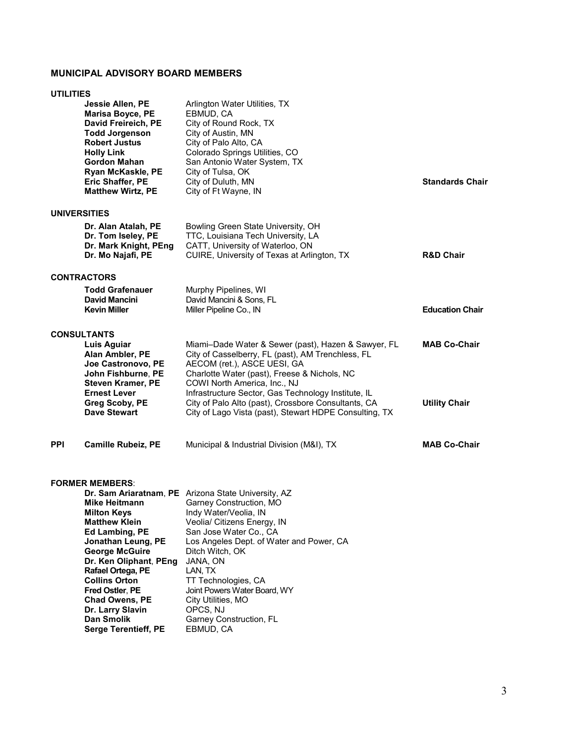## MUNICIPAL ADVISORY BOARD MEMBERS

### UTILITIES

| Name | Affiliation | Role |
|---|---|---|
| **Jessie Allen, PE** | Arlington Water Utilities, TX | |
| **Marisa Boyce, PE** | EBMUD, CA | |
| **David Freireich, PE** | City of Round Rock, TX | |
| **Todd Jorgenson** | City of Austin, MN | |
| **Robert Justus** | City of Palo Alto, CA | |
| **Holly Link** | Colorado Springs Utilities, CO | |
| **Gordon Mahan** | San Antonio Water System, TX | |
| **Ryan McKaskle, PE** | City of Tulsa, OK | |
| **Eric Shaffer, PE** | City of Duluth, MN | **Standards Chair** |
| **Matthew Wirtz, PE** | City of Ft Wayne, IN | |

### UNIVERSITIES

| Name | Affiliation | Role |
|---|---|---|
| **Dr. Alan Atalah, PE** | Bowling Green State University, OH | |
| **Dr. Tom Iseley, PE** | TTC, Louisiana Tech University, LA | |
| **Dr. Mark Knight, PEng** | CATT, University of Waterloo, ON | |
| **Dr. Mo Najafi, PE** | CUIRE, University of Texas at Arlington, TX | **R&D Chair** |

### CONTRACTORS

| Name | Affiliation | Role |
|---|---|---|
| **Todd Grafenauer** | Murphy Pipelines, WI | |
| **David Mancini** | David Mancini & Sons, FL | |
| **Kevin Miller** | Miller Pipeline Co., IN | **Education Chair** |

### CONSULTANTS

| Name | Affiliation | Role |
|---|---|---|
| **Luis Aguiar** | Miami–Dade Water & Sewer (past), Hazen & Sawyer, FL | **MAB Co-Chair** |
| **Alan Ambler, PE** | City of Casselberry, FL (past), AM Trenchless, FL | |
| **Joe Castronovo, PE** | AECOM (ret.), ASCE UESI, GA | |
| **John Fishburne, PE** | Charlotte Water (past), Freese & Nichols, NC | |
| **Steven Kramer, PE** | COWI North America, Inc., NJ | |
| **Ernest Lever** | Infrastructure Sector, Gas Technology Institute, IL | |
| **Greg Scoby, PE** | City of Palo Alto (past), Crossbore Consultants, CA | **Utility Chair** |
| **Dave Stewart** | City of Lago Vista (past), Stewart HDPE Consulting, TX | |

### PPI

| Name | Affiliation | Role |
|---|---|---|
| **Camille Rubeiz, PE** | Municipal & Industrial Division (M&I), TX | **MAB Co-Chair** |

### FORMER MEMBERS:

| Name | Affiliation |
|---|---|
| **Dr. Sam Ariaratnam, PE** | Arizona State University, AZ |
| **Mike Heitmann** | Garney Construction, MO |
| **Milton Keys** | Indy Water/Veolia, IN |
| **Matthew Klein** | Veolia/ Citizens Energy, IN |
| **Ed Lambing, PE** | San Jose Water Co., CA |
| **Jonathan Leung, PE** | Los Angeles Dept. of Water and Power, CA |
| **George McGuire** | Ditch Witch, OK |
| **Dr. Ken Oliphant, PEng** | JANA, ON |
| **Rafael Ortega, PE** | LAN, TX |
| **Collins Orton** | TT Technologies, CA |
| **Fred Ostler, PE** | Joint Powers Water Board, WY |
| **Chad Owens, PE** | City Utilities, MO |
| **Dr. Larry Slavin** | OPCS, NJ |
| **Dan Smolik** | Garney Construction, FL |
| **Serge Terentieff, PE** | EBMUD, CA |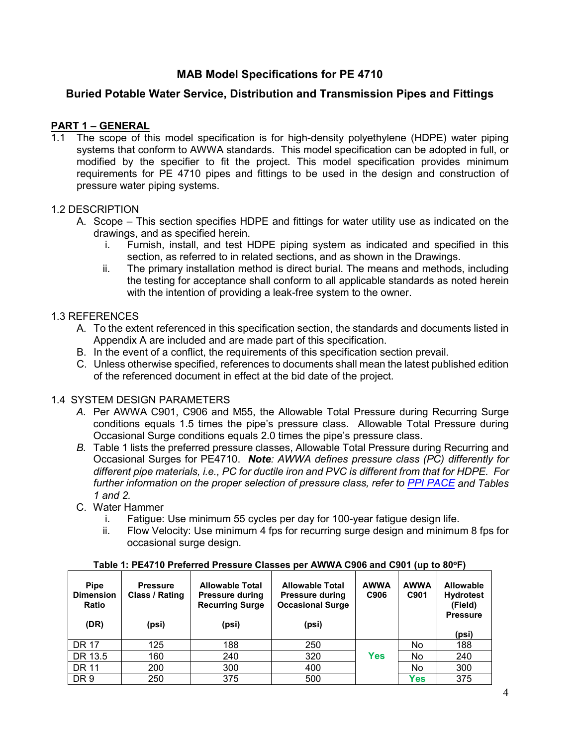# MAB Model Specifications for PE 4710

## Buried Potable Water Service, Distribution and Transmission Pipes and Fittings

## PART 1 – GENERAL

1.1 The scope of this model specification is for high-density polyethylene (HDPE) water piping systems that conform to AWWA standards. This model specification can be adopted in full, or modified by the specifier to fit the project. This model specification provides minimum requirements for PE 4710 pipes and fittings to be used in the design and construction of pressure water piping systems.

1.2 DESCRIPTION

A. Scope – This section specifies HDPE and fittings for water utility use as indicated on the drawings, and as specified herein.

  i. Furnish, install, and test HDPE piping system as indicated and specified in this section, as referred to in related sections, and as shown in the Drawings.

  ii. The primary installation method is direct burial. The means and methods, including the testing for acceptance shall conform to all applicable standards as noted herein with the intention of providing a leak-free system to the owner.

1.3 REFERENCES

A. To the extent referenced in this specification section, the standards and documents listed in Appendix A are included and are made part of this specification.

B. In the event of a conflict, the requirements of this specification section prevail.

C. Unless otherwise specified, references to documents shall mean the latest published edition of the referenced document in effect at the bid date of the project.

1.4 SYSTEM DESIGN PARAMETERS

*A.* Per AWWA C901, C906 and M55, the Allowable Total Pressure during Recurring Surge conditions equals 1.5 times the pipe's pressure class. Allowable Total Pressure during Occasional Surge conditions equals 2.0 times the pipe's pressure class.

*B.* Table 1 lists the preferred pressure classes, Allowable Total Pressure during Recurring and Occasional Surges for PE4710. ***Note****: AWWA defines pressure class (PC) differently for different pipe materials, i.e., PC for ductile iron and PVC is different from that for HDPE. For further information on the proper selection of pressure class, refer to PPI PACE and Tables 1 and 2.*

C. Water Hammer

  i. Fatigue: Use minimum 55 cycles per day for 100-year fatigue design life.

  ii. Flow Velocity: Use minimum 4 fps for recurring surge design and minimum 8 fps for occasional surge design.

**Table 1: PE4710 Preferred Pressure Classes per AWWA C906 and C901 (up to 80°F)**

| Pipe Dimension Ratio (DR) | Pressure Class / Rating (psi) | Allowable Total Pressure during Recurring Surge (psi) | Allowable Total Pressure during Occasional Surge (psi) | AWWA C906 | AWWA C901 | Allowable Hydrotest (Field) Pressure (psi) |
|---|---|---|---|---|---|---|
| DR 17 | 125 | 188 | 250 | Yes | No | 188 |
| DR 13.5 | 160 | 240 | 320 | Yes | No | 240 |
| DR 11 | 200 | 300 | 400 | Yes | No | 300 |
| DR 9 | 250 | 375 | 500 | Yes | Yes | 375 |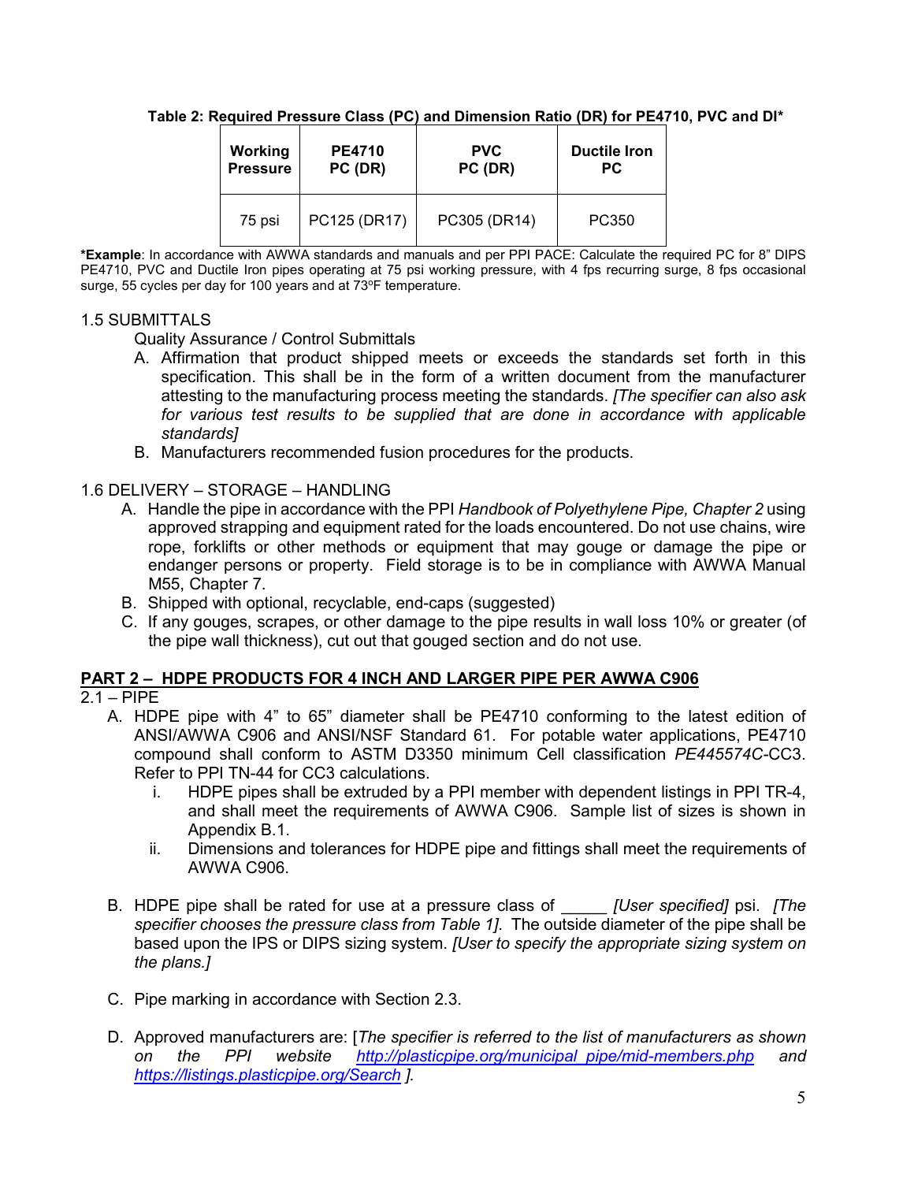**Table 2: Required Pressure Class (PC) and Dimension Ratio (DR) for PE4710, PVC and DI***

| Working Pressure | PE4710 PC (DR) | PVC PC (DR) | Ductile Iron PC |
|---|---|---|---|
| 75 psi | PC125 (DR17) | PC305 (DR14) | PC350 |

***Example**: In accordance with AWWA standards and manuals and per PPI PACE: Calculate the required PC for 8" DIPS PE4710, PVC and Ductile Iron pipes operating at 75 psi working pressure, with 4 fps recurring surge, 8 fps occasional surge, 55 cycles per day for 100 years and at 73ºF temperature.

1.5 SUBMITTALS

Quality Assurance / Control Submittals

A. Affirmation that product shipped meets or exceeds the standards set forth in this specification. This shall be in the form of a written document from the manufacturer attesting to the manufacturing process meeting the standards. *[The specifier can also ask for various test results to be supplied that are done in accordance with applicable standards]*
B. Manufacturers recommended fusion procedures for the products.

1.6 DELIVERY – STORAGE – HANDLING

A. Handle the pipe in accordance with the PPI *Handbook of Polyethylene Pipe, Chapter 2* using approved strapping and equipment rated for the loads encountered. Do not use chains, wire rope, forklifts or other methods or equipment that may gouge or damage the pipe or endanger persons or property. Field storage is to be in compliance with AWWA Manual M55, Chapter 7.
B. Shipped with optional, recyclable, end-caps (suggested)
C. If any gouges, scrapes, or other damage to the pipe results in wall loss 10% or greater (of the pipe wall thickness), cut out that gouged section and do not use.

## PART 2 – HDPE PRODUCTS FOR 4 INCH AND LARGER PIPE PER AWWA C906

2.1 – PIPE

A. HDPE pipe with 4" to 65" diameter shall be PE4710 conforming to the latest edition of ANSI/AWWA C906 and ANSI/NSF Standard 61. For potable water applications, PE4710 compound shall conform to ASTM D3350 minimum Cell classification *PE445574C*-CC3. Refer to PPI TN-44 for CC3 calculations.
   i. HDPE pipes shall be extruded by a PPI member with dependent listings in PPI TR-4, and shall meet the requirements of AWWA C906. Sample list of sizes is shown in Appendix B.1.
   ii. Dimensions and tolerances for HDPE pipe and fittings shall meet the requirements of AWWA C906.

B. HDPE pipe shall be rated for use at a pressure class of _____ *[User specified]* psi. *[The specifier chooses the pressure class from Table 1]*. The outside diameter of the pipe shall be based upon the IPS or DIPS sizing system. *[User to specify the appropriate sizing system on the plans.]*

C. Pipe marking in accordance with Section 2.3.

D. Approved manufacturers are: [*The specifier is referred to the list of manufacturers as shown on the PPI website* *http://plasticpipe.org/municipal_pipe/mid-members.php* *and* *https://listings.plasticpipe.org/Search* *].*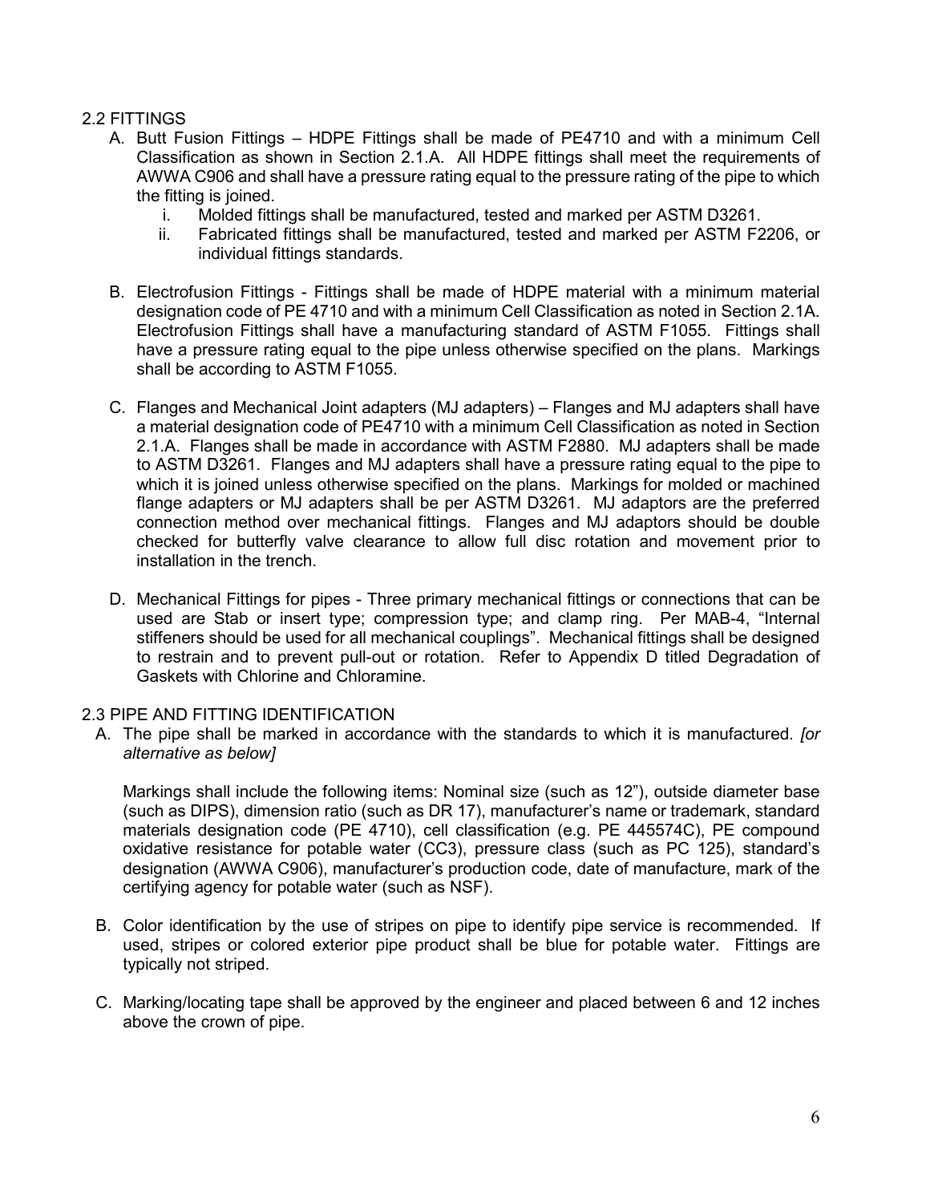## 2.2 FITTINGS

A. Butt Fusion Fittings – HDPE Fittings shall be made of PE4710 and with a minimum Cell Classification as shown in Section 2.1.A. All HDPE fittings shall meet the requirements of AWWA C906 and shall have a pressure rating equal to the pressure rating of the pipe to which the fitting is joined.

   i. Molded fittings shall be manufactured, tested and marked per ASTM D3261.

   ii. Fabricated fittings shall be manufactured, tested and marked per ASTM F2206, or individual fittings standards.

B. Electrofusion Fittings - Fittings shall be made of HDPE material with a minimum material designation code of PE 4710 and with a minimum Cell Classification as noted in Section 2.1A. Electrofusion Fittings shall have a manufacturing standard of ASTM F1055. Fittings shall have a pressure rating equal to the pipe unless otherwise specified on the plans. Markings shall be according to ASTM F1055.

C. Flanges and Mechanical Joint adapters (MJ adapters) – Flanges and MJ adapters shall have a material designation code of PE4710 with a minimum Cell Classification as noted in Section 2.1.A. Flanges shall be made in accordance with ASTM F2880. MJ adapters shall be made to ASTM D3261. Flanges and MJ adapters shall have a pressure rating equal to the pipe to which it is joined unless otherwise specified on the plans. Markings for molded or machined flange adapters or MJ adapters shall be per ASTM D3261. MJ adaptors are the preferred connection method over mechanical fittings. Flanges and MJ adaptors should be double checked for butterfly valve clearance to allow full disc rotation and movement prior to installation in the trench.

D. Mechanical Fittings for pipes - Three primary mechanical fittings or connections that can be used are Stab or insert type; compression type; and clamp ring. Per MAB-4, "Internal stiffeners should be used for all mechanical couplings". Mechanical fittings shall be designed to restrain and to prevent pull-out or rotation. Refer to Appendix D titled Degradation of Gaskets with Chlorine and Chloramine.

## 2.3 PIPE AND FITTING IDENTIFICATION

A. The pipe shall be marked in accordance with the standards to which it is manufactured. *[or alternative as below]*

   Markings shall include the following items: Nominal size (such as 12"), outside diameter base (such as DIPS), dimension ratio (such as DR 17), manufacturer's name or trademark, standard materials designation code (PE 4710), cell classification (e.g. PE 445574C), PE compound oxidative resistance for potable water (CC3), pressure class (such as PC 125), standard's designation (AWWA C906), manufacturer's production code, date of manufacture, mark of the certifying agency for potable water (such as NSF).

B. Color identification by the use of stripes on pipe to identify pipe service is recommended. If used, stripes or colored exterior pipe product shall be blue for potable water. Fittings are typically not striped.

C. Marking/locating tape shall be approved by the engineer and placed between 6 and 12 inches above the crown of pipe.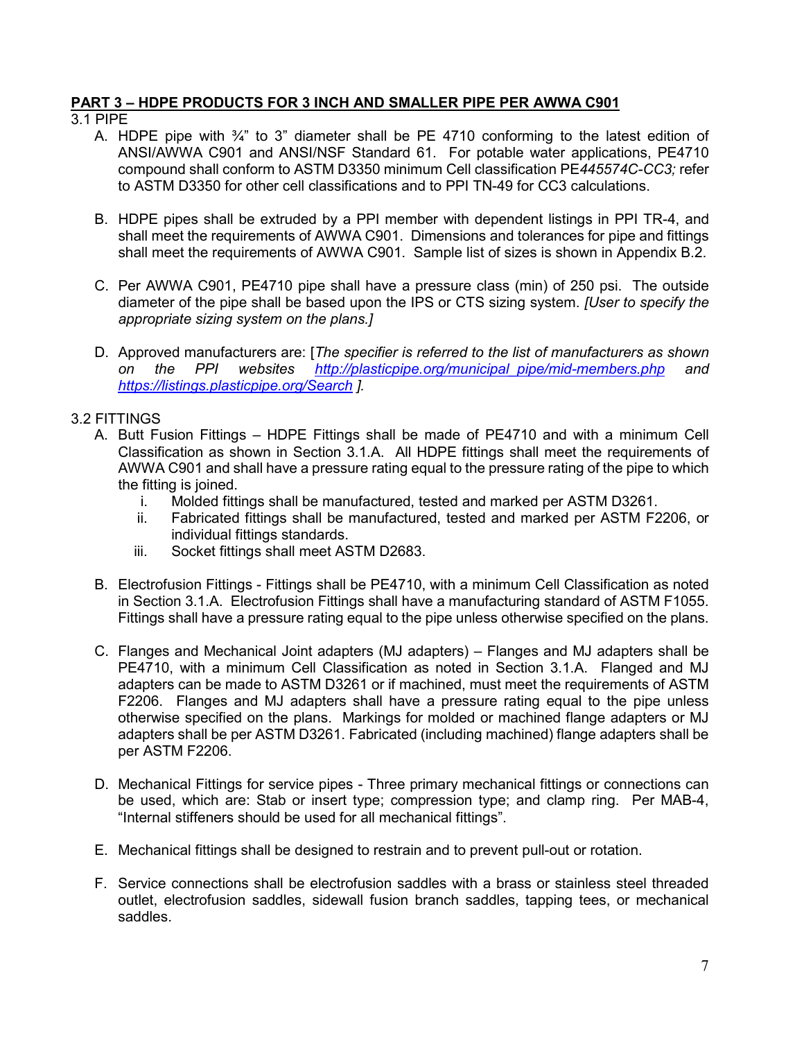## PART 3 – HDPE PRODUCTS FOR 3 INCH AND SMALLER PIPE PER AWWA C901

3.1 PIPE

A. HDPE pipe with ¾" to 3" diameter shall be PE 4710 conforming to the latest edition of ANSI/AWWA C901 and ANSI/NSF Standard 61. For potable water applications, PE4710 compound shall conform to ASTM D3350 minimum Cell classification PE*445574C-CC3;* refer to ASTM D3350 for other cell classifications and to PPI TN-49 for CC3 calculations.

B. HDPE pipes shall be extruded by a PPI member with dependent listings in PPI TR-4, and shall meet the requirements of AWWA C901. Dimensions and tolerances for pipe and fittings shall meet the requirements of AWWA C901. Sample list of sizes is shown in Appendix B.2.

C. Per AWWA C901, PE4710 pipe shall have a pressure class (min) of 250 psi. The outside diameter of the pipe shall be based upon the IPS or CTS sizing system. *[User to specify the appropriate sizing system on the plans.]*

D. Approved manufacturers are: [*The specifier is referred to the list of manufacturers as shown on the PPI websites [http://plasticpipe.org/municipal_pipe/mid-members.php](http://plasticpipe.org/municipal_pipe/mid-members.php) and [https://listings.plasticpipe.org/Search](https://listings.plasticpipe.org/Search) ].*

3.2 FITTINGS

A. Butt Fusion Fittings – HDPE Fittings shall be made of PE4710 and with a minimum Cell Classification as shown in Section 3.1.A. All HDPE fittings shall meet the requirements of AWWA C901 and shall have a pressure rating equal to the pressure rating of the pipe to which the fitting is joined.
   i. Molded fittings shall be manufactured, tested and marked per ASTM D3261.
   ii. Fabricated fittings shall be manufactured, tested and marked per ASTM F2206, or individual fittings standards.
   iii. Socket fittings shall meet ASTM D2683.

B. Electrofusion Fittings - Fittings shall be PE4710, with a minimum Cell Classification as noted in Section 3.1.A. Electrofusion Fittings shall have a manufacturing standard of ASTM F1055. Fittings shall have a pressure rating equal to the pipe unless otherwise specified on the plans.

C. Flanges and Mechanical Joint adapters (MJ adapters) – Flanges and MJ adapters shall be PE4710, with a minimum Cell Classification as noted in Section 3.1.A. Flanged and MJ adapters can be made to ASTM D3261 or if machined, must meet the requirements of ASTM F2206. Flanges and MJ adapters shall have a pressure rating equal to the pipe unless otherwise specified on the plans. Markings for molded or machined flange adapters or MJ adapters shall be per ASTM D3261. Fabricated (including machined) flange adapters shall be per ASTM F2206.

D. Mechanical Fittings for service pipes - Three primary mechanical fittings or connections can be used, which are: Stab or insert type; compression type; and clamp ring. Per MAB-4, "Internal stiffeners should be used for all mechanical fittings".

E. Mechanical fittings shall be designed to restrain and to prevent pull-out or rotation.

F. Service connections shall be electrofusion saddles with a brass or stainless steel threaded outlet, electrofusion saddles, sidewall fusion branch saddles, tapping tees, or mechanical saddles.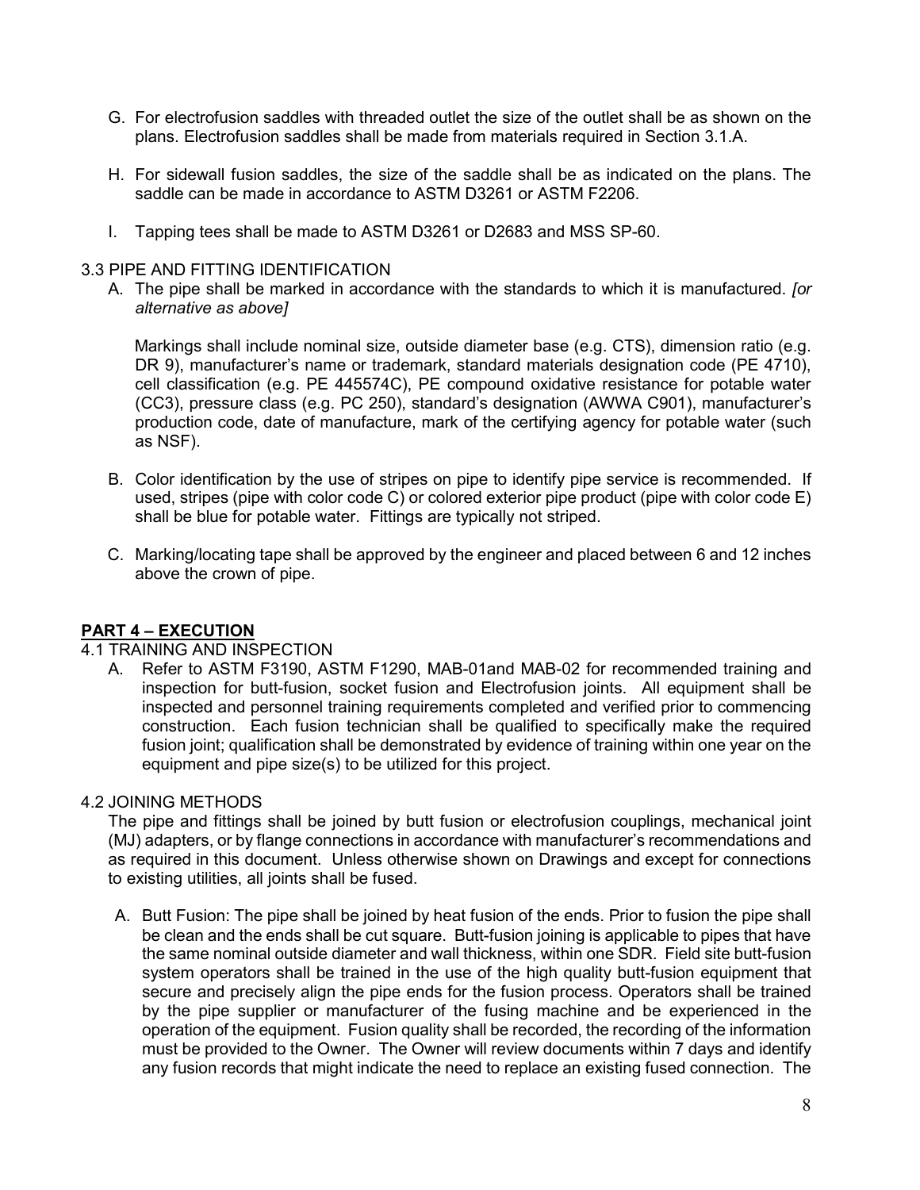G. For electrofusion saddles with threaded outlet the size of the outlet shall be as shown on the plans. Electrofusion saddles shall be made from materials required in Section 3.1.A.

H. For sidewall fusion saddles, the size of the saddle shall be as indicated on the plans. The saddle can be made in accordance to ASTM D3261 or ASTM F2206.

I. Tapping tees shall be made to ASTM D3261 or D2683 and MSS SP-60.

3.3 PIPE AND FITTING IDENTIFICATION

A. The pipe shall be marked in accordance with the standards to which it is manufactured. *[or alternative as above]*

Markings shall include nominal size, outside diameter base (e.g. CTS), dimension ratio (e.g. DR 9), manufacturer's name or trademark, standard materials designation code (PE 4710), cell classification (e.g. PE 445574C), PE compound oxidative resistance for potable water (CC3), pressure class (e.g. PC 250), standard's designation (AWWA C901), manufacturer's production code, date of manufacture, mark of the certifying agency for potable water (such as NSF).

B. Color identification by the use of stripes on pipe to identify pipe service is recommended. If used, stripes (pipe with color code C) or colored exterior pipe product (pipe with color code E) shall be blue for potable water. Fittings are typically not striped.

C. Marking/locating tape shall be approved by the engineer and placed between 6 and 12 inches above the crown of pipe.

## PART 4 – EXECUTION

4.1 TRAINING AND INSPECTION

A. Refer to ASTM F3190, ASTM F1290, MAB-01and MAB-02 for recommended training and inspection for butt-fusion, socket fusion and Electrofusion joints. All equipment shall be inspected and personnel training requirements completed and verified prior to commencing construction. Each fusion technician shall be qualified to specifically make the required fusion joint; qualification shall be demonstrated by evidence of training within one year on the equipment and pipe size(s) to be utilized for this project.

4.2 JOINING METHODS

The pipe and fittings shall be joined by butt fusion or electrofusion couplings, mechanical joint (MJ) adapters, or by flange connections in accordance with manufacturer's recommendations and as required in this document. Unless otherwise shown on Drawings and except for connections to existing utilities, all joints shall be fused.

A. Butt Fusion: The pipe shall be joined by heat fusion of the ends. Prior to fusion the pipe shall be clean and the ends shall be cut square. Butt-fusion joining is applicable to pipes that have the same nominal outside diameter and wall thickness, within one SDR. Field site butt-fusion system operators shall be trained in the use of the high quality butt-fusion equipment that secure and precisely align the pipe ends for the fusion process. Operators shall be trained by the pipe supplier or manufacturer of the fusing machine and be experienced in the operation of the equipment. Fusion quality shall be recorded, the recording of the information must be provided to the Owner. The Owner will review documents within 7 days and identify any fusion records that might indicate the need to replace an existing fused connection. The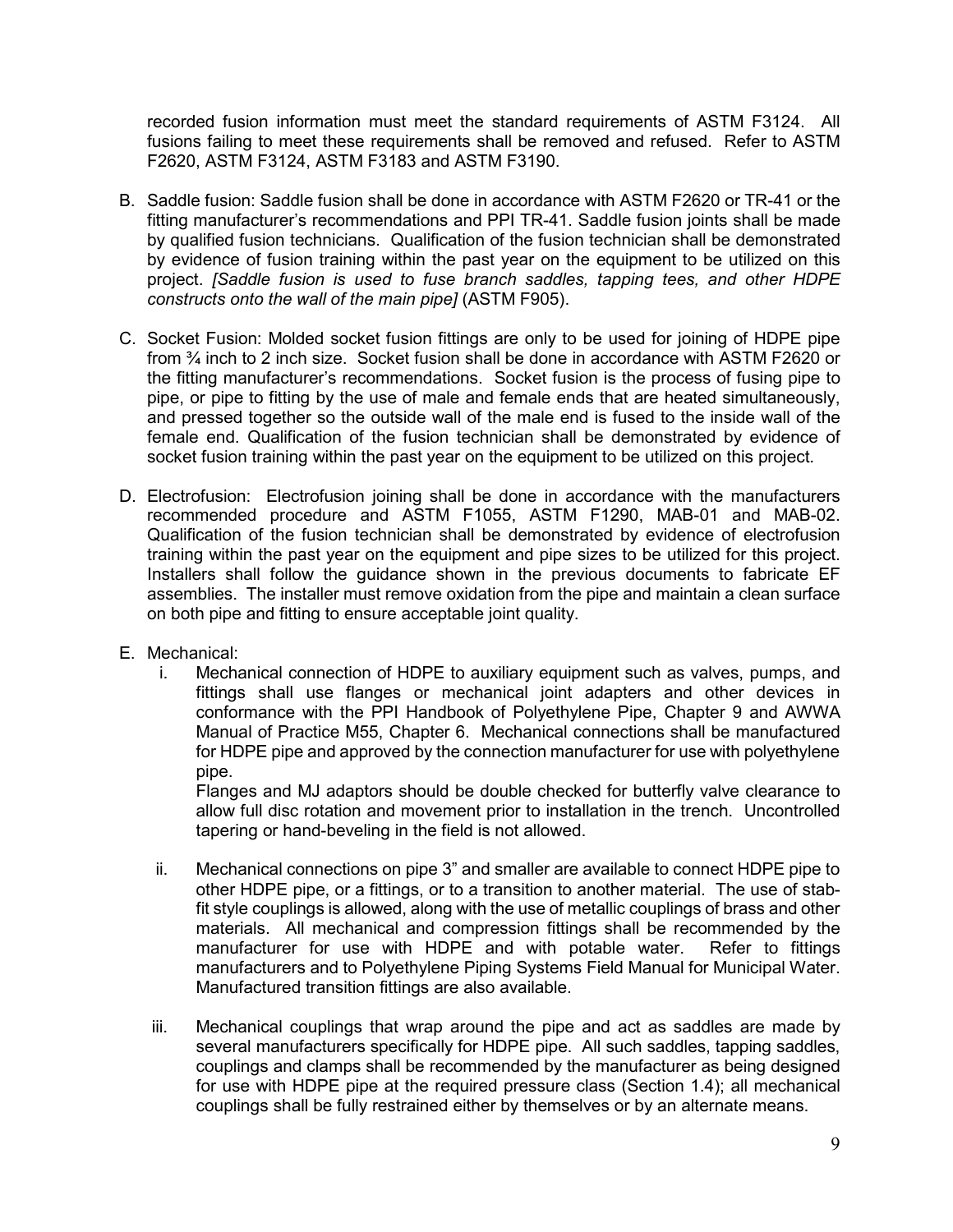recorded fusion information must meet the standard requirements of ASTM F3124. All fusions failing to meet these requirements shall be removed and refused. Refer to ASTM F2620, ASTM F3124, ASTM F3183 and ASTM F3190.

B. Saddle fusion: Saddle fusion shall be done in accordance with ASTM F2620 or TR-41 or the fitting manufacturer's recommendations and PPI TR-41. Saddle fusion joints shall be made by qualified fusion technicians. Qualification of the fusion technician shall be demonstrated by evidence of fusion training within the past year on the equipment to be utilized on this project. *[Saddle fusion is used to fuse branch saddles, tapping tees, and other HDPE constructs onto the wall of the main pipe]* (ASTM F905).

C. Socket Fusion: Molded socket fusion fittings are only to be used for joining of HDPE pipe from ¾ inch to 2 inch size. Socket fusion shall be done in accordance with ASTM F2620 or the fitting manufacturer's recommendations. Socket fusion is the process of fusing pipe to pipe, or pipe to fitting by the use of male and female ends that are heated simultaneously, and pressed together so the outside wall of the male end is fused to the inside wall of the female end. Qualification of the fusion technician shall be demonstrated by evidence of socket fusion training within the past year on the equipment to be utilized on this project.

D. Electrofusion: Electrofusion joining shall be done in accordance with the manufacturers recommended procedure and ASTM F1055, ASTM F1290, MAB-01 and MAB-02. Qualification of the fusion technician shall be demonstrated by evidence of electrofusion training within the past year on the equipment and pipe sizes to be utilized for this project. Installers shall follow the guidance shown in the previous documents to fabricate EF assemblies. The installer must remove oxidation from the pipe and maintain a clean surface on both pipe and fitting to ensure acceptable joint quality.

E. Mechanical:

   i. Mechanical connection of HDPE to auxiliary equipment such as valves, pumps, and fittings shall use flanges or mechanical joint adapters and other devices in conformance with the PPI Handbook of Polyethylene Pipe, Chapter 9 and AWWA Manual of Practice M55, Chapter 6. Mechanical connections shall be manufactured for HDPE pipe and approved by the connection manufacturer for use with polyethylene pipe.

   Flanges and MJ adaptors should be double checked for butterfly valve clearance to allow full disc rotation and movement prior to installation in the trench. Uncontrolled tapering or hand-beveling in the field is not allowed.

   ii. Mechanical connections on pipe 3" and smaller are available to connect HDPE pipe to other HDPE pipe, or a fittings, or to a transition to another material. The use of stab-fit style couplings is allowed, along with the use of metallic couplings of brass and other materials. All mechanical and compression fittings shall be recommended by the manufacturer for use with HDPE and with potable water. Refer to fittings manufacturers and to Polyethylene Piping Systems Field Manual for Municipal Water. Manufactured transition fittings are also available.

   iii. Mechanical couplings that wrap around the pipe and act as saddles are made by several manufacturers specifically for HDPE pipe. All such saddles, tapping saddles, couplings and clamps shall be recommended by the manufacturer as being designed for use with HDPE pipe at the required pressure class (Section 1.4); all mechanical couplings shall be fully restrained either by themselves or by an alternate means.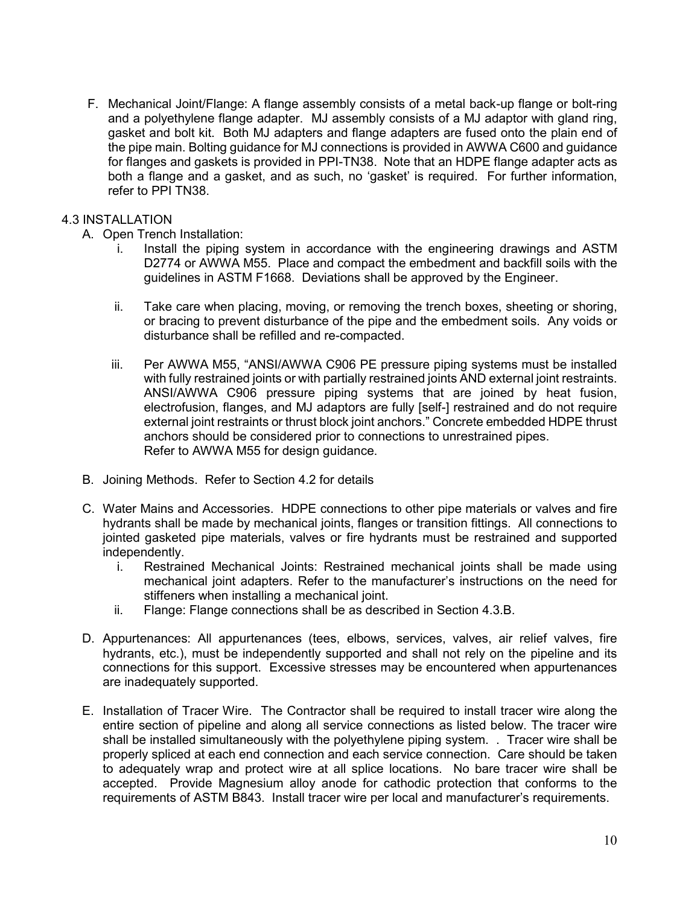F. Mechanical Joint/Flange: A flange assembly consists of a metal back-up flange or bolt-ring and a polyethylene flange adapter. MJ assembly consists of a MJ adaptor with gland ring, gasket and bolt kit. Both MJ adapters and flange adapters are fused onto the plain end of the pipe main. Bolting guidance for MJ connections is provided in AWWA C600 and guidance for flanges and gaskets is provided in PPI-TN38. Note that an HDPE flange adapter acts as both a flange and a gasket, and as such, no 'gasket' is required. For further information, refer to PPI TN38.

## 4.3 INSTALLATION

A. Open Trench Installation:

   i. Install the piping system in accordance with the engineering drawings and ASTM D2774 or AWWA M55. Place and compact the embedment and backfill soils with the guidelines in ASTM F1668. Deviations shall be approved by the Engineer.

   ii. Take care when placing, moving, or removing the trench boxes, sheeting or shoring, or bracing to prevent disturbance of the pipe and the embedment soils. Any voids or disturbance shall be refilled and re-compacted.

   iii. Per AWWA M55, "ANSI/AWWA C906 PE pressure piping systems must be installed with fully restrained joints or with partially restrained joints AND external joint restraints. ANSI/AWWA C906 pressure piping systems that are joined by heat fusion, electrofusion, flanges, and MJ adaptors are fully [self-] restrained and do not require external joint restraints or thrust block joint anchors." Concrete embedded HDPE thrust anchors should be considered prior to connections to unrestrained pipes. Refer to AWWA M55 for design guidance.

B. Joining Methods. Refer to Section 4.2 for details

C. Water Mains and Accessories. HDPE connections to other pipe materials or valves and fire hydrants shall be made by mechanical joints, flanges or transition fittings. All connections to jointed gasketed pipe materials, valves or fire hydrants must be restrained and supported independently.

   i. Restrained Mechanical Joints: Restrained mechanical joints shall be made using mechanical joint adapters. Refer to the manufacturer's instructions on the need for stiffeners when installing a mechanical joint.

   ii. Flange: Flange connections shall be as described in Section 4.3.B.

D. Appurtenances: All appurtenances (tees, elbows, services, valves, air relief valves, fire hydrants, etc.), must be independently supported and shall not rely on the pipeline and its connections for this support. Excessive stresses may be encountered when appurtenances are inadequately supported.

E. Installation of Tracer Wire. The Contractor shall be required to install tracer wire along the entire section of pipeline and along all service connections as listed below. The tracer wire shall be installed simultaneously with the polyethylene piping system. . Tracer wire shall be properly spliced at each end connection and each service connection. Care should be taken to adequately wrap and protect wire at all splice locations. No bare tracer wire shall be accepted. Provide Magnesium alloy anode for cathodic protection that conforms to the requirements of ASTM B843. Install tracer wire per local and manufacturer's requirements.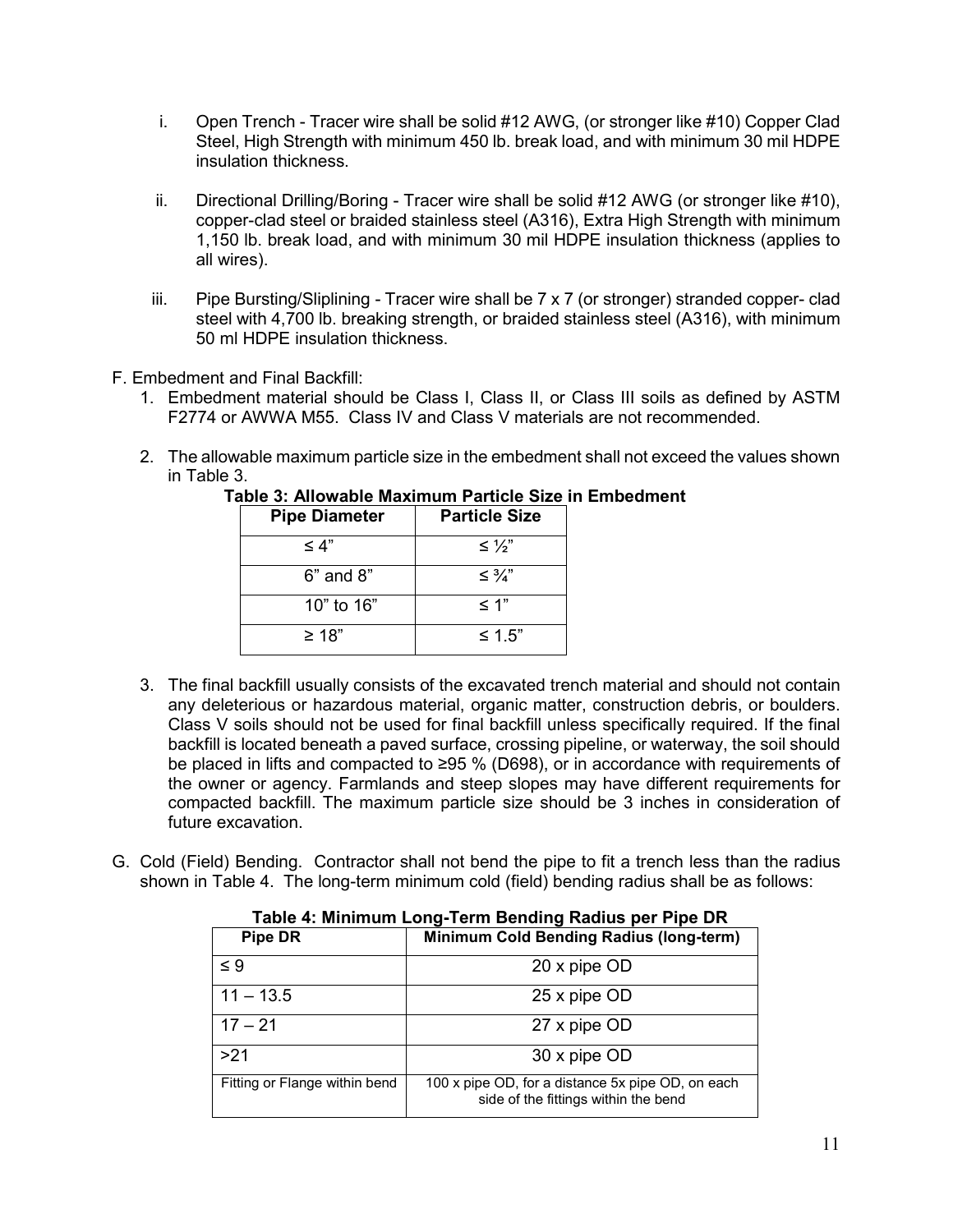i. Open Trench - Tracer wire shall be solid #12 AWG, (or stronger like #10) Copper Clad Steel, High Strength with minimum 450 lb. break load, and with minimum 30 mil HDPE insulation thickness.

ii. Directional Drilling/Boring - Tracer wire shall be solid #12 AWG (or stronger like #10), copper-clad steel or braided stainless steel (A316), Extra High Strength with minimum 1,150 lb. break load, and with minimum 30 mil HDPE insulation thickness (applies to all wires).

iii. Pipe Bursting/Sliplining - Tracer wire shall be 7 x 7 (or stronger) stranded copper- clad steel with 4,700 lb. breaking strength, or braided stainless steel (A316), with minimum 50 ml HDPE insulation thickness.

F. Embedment and Final Backfill:

1. Embedment material should be Class I, Class II, or Class III soils as defined by ASTM F2774 or AWWA M55. Class IV and Class V materials are not recommended.

2. The allowable maximum particle size in the embedment shall not exceed the values shown in Table 3.

**Table 3: Allowable Maximum Particle Size in Embedment**

| Pipe Diameter | Particle Size |
|---|---|
| ≤ 4” | ≤ ½” |
| 6” and 8” | ≤ ¾” |
| 10” to 16” | ≤ 1” |
| ≥ 18” | ≤ 1.5” |

3. The final backfill usually consists of the excavated trench material and should not contain any deleterious or hazardous material, organic matter, construction debris, or boulders. Class V soils should not be used for final backfill unless specifically required. If the final backfill is located beneath a paved surface, crossing pipeline, or waterway, the soil should be placed in lifts and compacted to ≥95 % (D698), or in accordance with requirements of the owner or agency. Farmlands and steep slopes may have different requirements for compacted backfill. The maximum particle size should be 3 inches in consideration of future excavation.

G. Cold (Field) Bending. Contractor shall not bend the pipe to fit a trench less than the radius shown in Table 4. The long-term minimum cold (field) bending radius shall be as follows:

**Table 4: Minimum Long-Term Bending Radius per Pipe DR**

| Pipe DR | Minimum Cold Bending Radius (long-term) |
|---|---|
| ≤ 9 | 20 x pipe OD |
| 11 – 13.5 | 25 x pipe OD |
| 17 – 21 | 27 x pipe OD |
| >21 | 30 x pipe OD |
| Fitting or Flange within bend | 100 x pipe OD, for a distance 5x pipe OD, on each side of the fittings within the bend |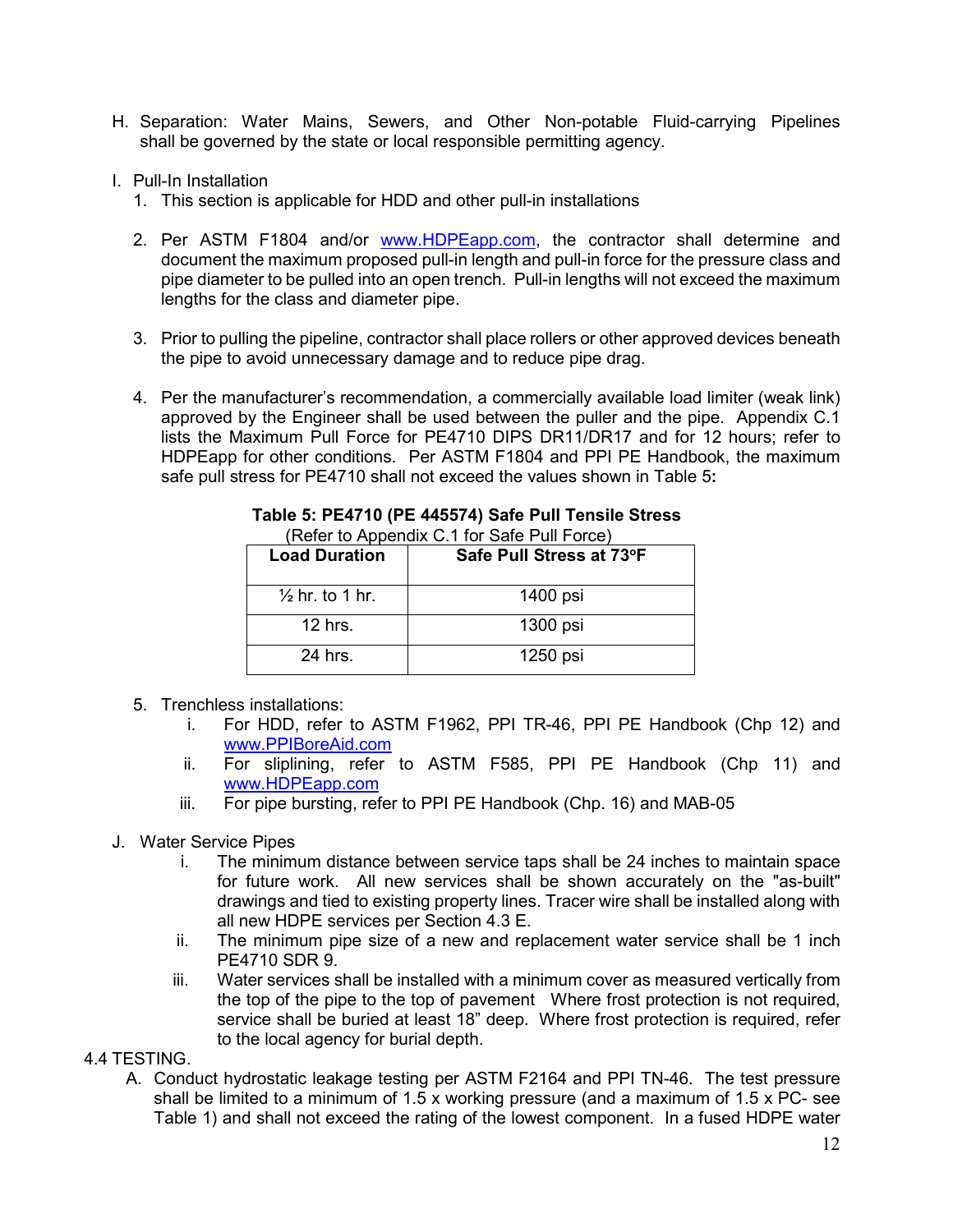H. Separation: Water Mains, Sewers, and Other Non-potable Fluid-carrying Pipelines shall be governed by the state or local responsible permitting agency.

I. Pull-In Installation

1. This section is applicable for HDD and other pull-in installations

2. Per ASTM F1804 and/or www.HDPEapp.com, the contractor shall determine and document the maximum proposed pull-in length and pull-in force for the pressure class and pipe diameter to be pulled into an open trench. Pull-in lengths will not exceed the maximum lengths for the class and diameter pipe.

3. Prior to pulling the pipeline, contractor shall place rollers or other approved devices beneath the pipe to avoid unnecessary damage and to reduce pipe drag.

4. Per the manufacturer's recommendation, a commercially available load limiter (weak link) approved by the Engineer shall be used between the puller and the pipe. Appendix C.1 lists the Maximum Pull Force for PE4710 DIPS DR11/DR17 and for 12 hours; refer to HDPEapp for other conditions. Per ASTM F1804 and PPI PE Handbook, the maximum safe pull stress for PE4710 shall not exceed the values shown in Table 5**:**

**Table 5: PE4710 (PE 445574) Safe Pull Tensile Stress**
(Refer to Appendix C.1 for Safe Pull Force)

| Load Duration | Safe Pull Stress at 73°F |
|---|---|
| ½ hr. to 1 hr. | 1400 psi |
| 12 hrs. | 1300 psi |
| 24 hrs. | 1250 psi |

5. Trenchless installations:
   i. For HDD, refer to ASTM F1962, PPI TR-46, PPI PE Handbook (Chp 12) and www.PPIBoreAid.com
   ii. For sliplining, refer to ASTM F585, PPI PE Handbook (Chp 11) and www.HDPEapp.com
   iii. For pipe bursting, refer to PPI PE Handbook (Chp. 16) and MAB-05

J. Water Service Pipes
   i. The minimum distance between service taps shall be 24 inches to maintain space for future work. All new services shall be shown accurately on the "as-built" drawings and tied to existing property lines. Tracer wire shall be installed along with all new HDPE services per Section 4.3 E.
   ii. The minimum pipe size of a new and replacement water service shall be 1 inch PE4710 SDR 9.
   iii. Water services shall be installed with a minimum cover as measured vertically from the top of the pipe to the top of pavement Where frost protection is not required, service shall be buried at least 18" deep. Where frost protection is required, refer to the local agency for burial depth.

4.4 TESTING.

A. Conduct hydrostatic leakage testing per ASTM F2164 and PPI TN-46. The test pressure shall be limited to a minimum of 1.5 x working pressure (and a maximum of 1.5 x PC- see Table 1) and shall not exceed the rating of the lowest component. In a fused HDPE water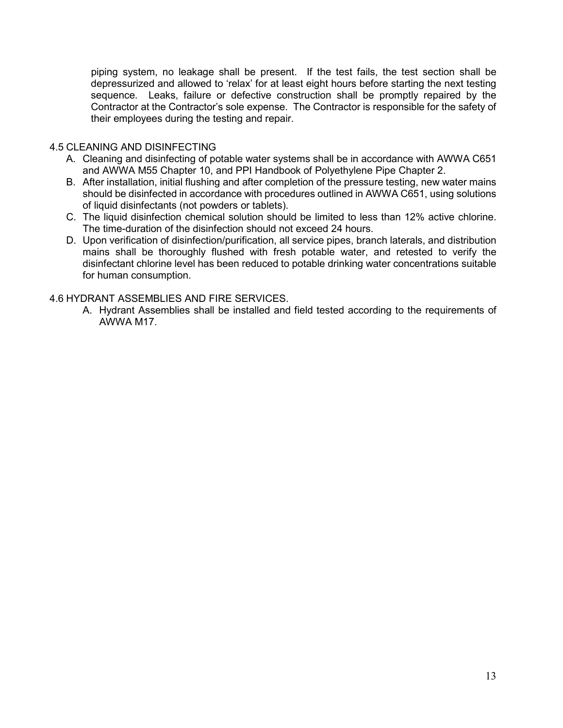piping system, no leakage shall be present. If the test fails, the test section shall be depressurized and allowed to 'relax' for at least eight hours before starting the next testing sequence. Leaks, failure or defective construction shall be promptly repaired by the Contractor at the Contractor's sole expense. The Contractor is responsible for the safety of their employees during the testing and repair.

## 4.5 CLEANING AND DISINFECTING

A. Cleaning and disinfecting of potable water systems shall be in accordance with AWWA C651 and AWWA M55 Chapter 10, and PPI Handbook of Polyethylene Pipe Chapter 2.

B. After installation, initial flushing and after completion of the pressure testing, new water mains should be disinfected in accordance with procedures outlined in AWWA C651, using solutions of liquid disinfectants (not powders or tablets).

C. The liquid disinfection chemical solution should be limited to less than 12% active chlorine. The time-duration of the disinfection should not exceed 24 hours.

D. Upon verification of disinfection/purification, all service pipes, branch laterals, and distribution mains shall be thoroughly flushed with fresh potable water, and retested to verify the disinfectant chlorine level has been reduced to potable drinking water concentrations suitable for human consumption.

## 4.6 HYDRANT ASSEMBLIES AND FIRE SERVICES.

A. Hydrant Assemblies shall be installed and field tested according to the requirements of AWWA M17.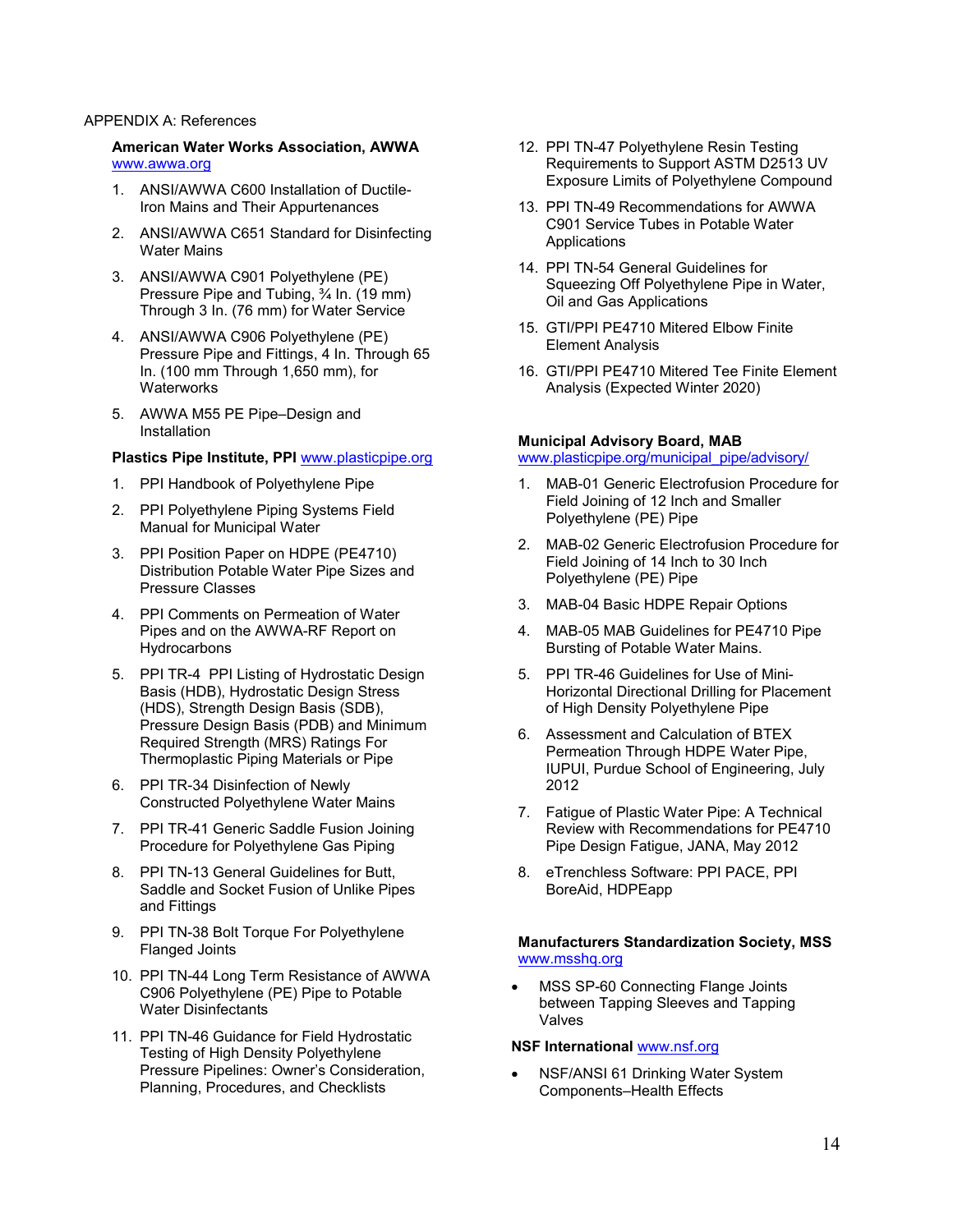APPENDIX A: References

**American Water Works Association, AWWA** www.awwa.org

1. ANSI/AWWA C600 Installation of Ductile-Iron Mains and Their Appurtenances
2. ANSI/AWWA C651 Standard for Disinfecting Water Mains
3. ANSI/AWWA C901 Polyethylene (PE) Pressure Pipe and Tubing, ¾ In. (19 mm) Through 3 In. (76 mm) for Water Service
4. ANSI/AWWA C906 Polyethylene (PE) Pressure Pipe and Fittings, 4 In. Through 65 In. (100 mm Through 1,650 mm), for Waterworks
5. AWWA M55 PE Pipe–Design and Installation

**Plastics Pipe Institute, PPI** www.plasticpipe.org

1. PPI Handbook of Polyethylene Pipe
2. PPI Polyethylene Piping Systems Field Manual for Municipal Water
3. PPI Position Paper on HDPE (PE4710) Distribution Potable Water Pipe Sizes and Pressure Classes
4. PPI Comments on Permeation of Water Pipes and on the AWWA-RF Report on Hydrocarbons
5. PPI TR-4 PPI Listing of Hydrostatic Design Basis (HDB), Hydrostatic Design Stress (HDS), Strength Design Basis (SDB), Pressure Design Basis (PDB) and Minimum Required Strength (MRS) Ratings For Thermoplastic Piping Materials or Pipe
6. PPI TR-34 Disinfection of Newly Constructed Polyethylene Water Mains
7. PPI TR-41 Generic Saddle Fusion Joining Procedure for Polyethylene Gas Piping
8. PPI TN-13 General Guidelines for Butt, Saddle and Socket Fusion of Unlike Pipes and Fittings
9. PPI TN-38 Bolt Torque For Polyethylene Flanged Joints
10. PPI TN-44 Long Term Resistance of AWWA C906 Polyethylene (PE) Pipe to Potable Water Disinfectants
11. PPI TN-46 Guidance for Field Hydrostatic Testing of High Density Polyethylene Pressure Pipelines: Owner's Consideration, Planning, Procedures, and Checklists
12. PPI TN-47 Polyethylene Resin Testing Requirements to Support ASTM D2513 UV Exposure Limits of Polyethylene Compound
13. PPI TN-49 Recommendations for AWWA C901 Service Tubes in Potable Water Applications
14. PPI TN-54 General Guidelines for Squeezing Off Polyethylene Pipe in Water, Oil and Gas Applications
15. GTI/PPI PE4710 Mitered Elbow Finite Element Analysis
16. GTI/PPI PE4710 Mitered Tee Finite Element Analysis (Expected Winter 2020)

**Municipal Advisory Board, MAB** www.plasticpipe.org/municipal_pipe/advisory/

1. MAB-01 Generic Electrofusion Procedure for Field Joining of 12 Inch and Smaller Polyethylene (PE) Pipe
2. MAB-02 Generic Electrofusion Procedure for Field Joining of 14 Inch to 30 Inch Polyethylene (PE) Pipe
3. MAB-04 Basic HDPE Repair Options
4. MAB-05 MAB Guidelines for PE4710 Pipe Bursting of Potable Water Mains.
5. PPI TR-46 Guidelines for Use of Mini-Horizontal Directional Drilling for Placement of High Density Polyethylene Pipe
6. Assessment and Calculation of BTEX Permeation Through HDPE Water Pipe, IUPUI, Purdue School of Engineering, July 2012
7. Fatigue of Plastic Water Pipe: A Technical Review with Recommendations for PE4710 Pipe Design Fatigue, JANA, May 2012
8. eTrenchless Software: PPI PACE, PPI BoreAid, HDPEapp

**Manufacturers Standardization Society, MSS** www.msshq.org

- MSS SP-60 Connecting Flange Joints between Tapping Sleeves and Tapping Valves

**NSF International** www.nsf.org

- NSF/ANSI 61 Drinking Water System Components–Health Effects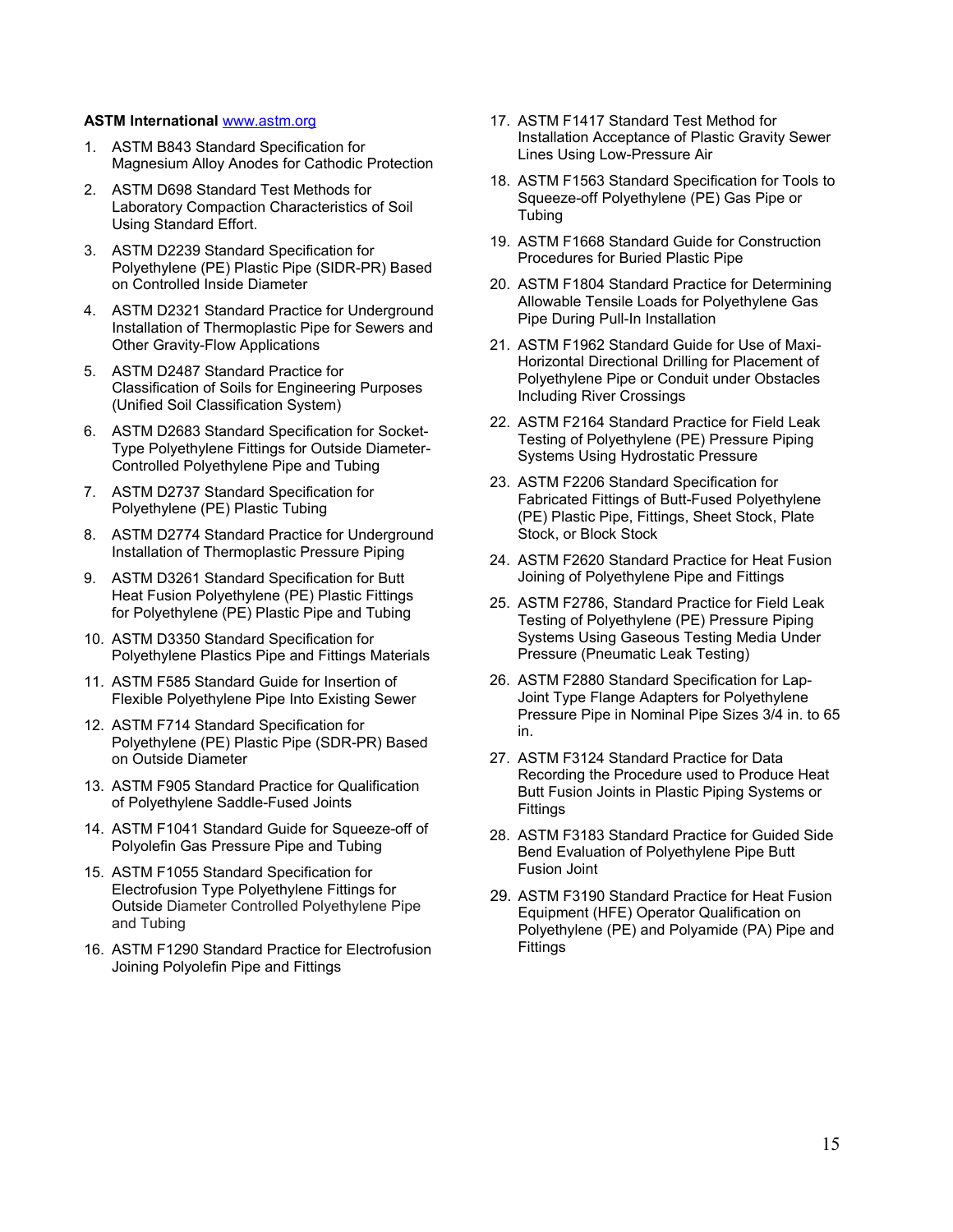**ASTM International** www.astm.org

1. ASTM B843 Standard Specification for Magnesium Alloy Anodes for Cathodic Protection
2. ASTM D698 Standard Test Methods for Laboratory Compaction Characteristics of Soil Using Standard Effort.
3. ASTM D2239 Standard Specification for Polyethylene (PE) Plastic Pipe (SIDR-PR) Based on Controlled Inside Diameter
4. ASTM D2321 Standard Practice for Underground Installation of Thermoplastic Pipe for Sewers and Other Gravity-Flow Applications
5. ASTM D2487 Standard Practice for Classification of Soils for Engineering Purposes (Unified Soil Classification System)
6. ASTM D2683 Standard Specification for Socket-Type Polyethylene Fittings for Outside Diameter-Controlled Polyethylene Pipe and Tubing
7. ASTM D2737 Standard Specification for Polyethylene (PE) Plastic Tubing
8. ASTM D2774 Standard Practice for Underground Installation of Thermoplastic Pressure Piping
9. ASTM D3261 Standard Specification for Butt Heat Fusion Polyethylene (PE) Plastic Fittings for Polyethylene (PE) Plastic Pipe and Tubing
10. ASTM D3350 Standard Specification for Polyethylene Plastics Pipe and Fittings Materials
11. ASTM F585 Standard Guide for Insertion of Flexible Polyethylene Pipe Into Existing Sewer
12. ASTM F714 Standard Specification for Polyethylene (PE) Plastic Pipe (SDR-PR) Based on Outside Diameter
13. ASTM F905 Standard Practice for Qualification of Polyethylene Saddle-Fused Joints
14. ASTM F1041 Standard Guide for Squeeze-off of Polyolefin Gas Pressure Pipe and Tubing
15. ASTM F1055 Standard Specification for Electrofusion Type Polyethylene Fittings for Outside Diameter Controlled Polyethylene Pipe and Tubing
16. ASTM F1290 Standard Practice for Electrofusion Joining Polyolefin Pipe and Fittings
17. ASTM F1417 Standard Test Method for Installation Acceptance of Plastic Gravity Sewer Lines Using Low-Pressure Air
18. ASTM F1563 Standard Specification for Tools to Squeeze-off Polyethylene (PE) Gas Pipe or Tubing
19. ASTM F1668 Standard Guide for Construction Procedures for Buried Plastic Pipe
20. ASTM F1804 Standard Practice for Determining Allowable Tensile Loads for Polyethylene Gas Pipe During Pull-In Installation
21. ASTM F1962 Standard Guide for Use of Maxi-Horizontal Directional Drilling for Placement of Polyethylene Pipe or Conduit under Obstacles Including River Crossings
22. ASTM F2164 Standard Practice for Field Leak Testing of Polyethylene (PE) Pressure Piping Systems Using Hydrostatic Pressure
23. ASTM F2206 Standard Specification for Fabricated Fittings of Butt-Fused Polyethylene (PE) Plastic Pipe, Fittings, Sheet Stock, Plate Stock, or Block Stock
24. ASTM F2620 Standard Practice for Heat Fusion Joining of Polyethylene Pipe and Fittings
25. ASTM F2786, Standard Practice for Field Leak Testing of Polyethylene (PE) Pressure Piping Systems Using Gaseous Testing Media Under Pressure (Pneumatic Leak Testing)
26. ASTM F2880 Standard Specification for Lap-Joint Type Flange Adapters for Polyethylene Pressure Pipe in Nominal Pipe Sizes 3/4 in. to 65 in.
27. ASTM F3124 Standard Practice for Data Recording the Procedure used to Produce Heat Butt Fusion Joints in Plastic Piping Systems or Fittings
28. ASTM F3183 Standard Practice for Guided Side Bend Evaluation of Polyethylene Pipe Butt Fusion Joint
29. ASTM F3190 Standard Practice for Heat Fusion Equipment (HFE) Operator Qualification on Polyethylene (PE) and Polyamide (PA) Pipe and Fittings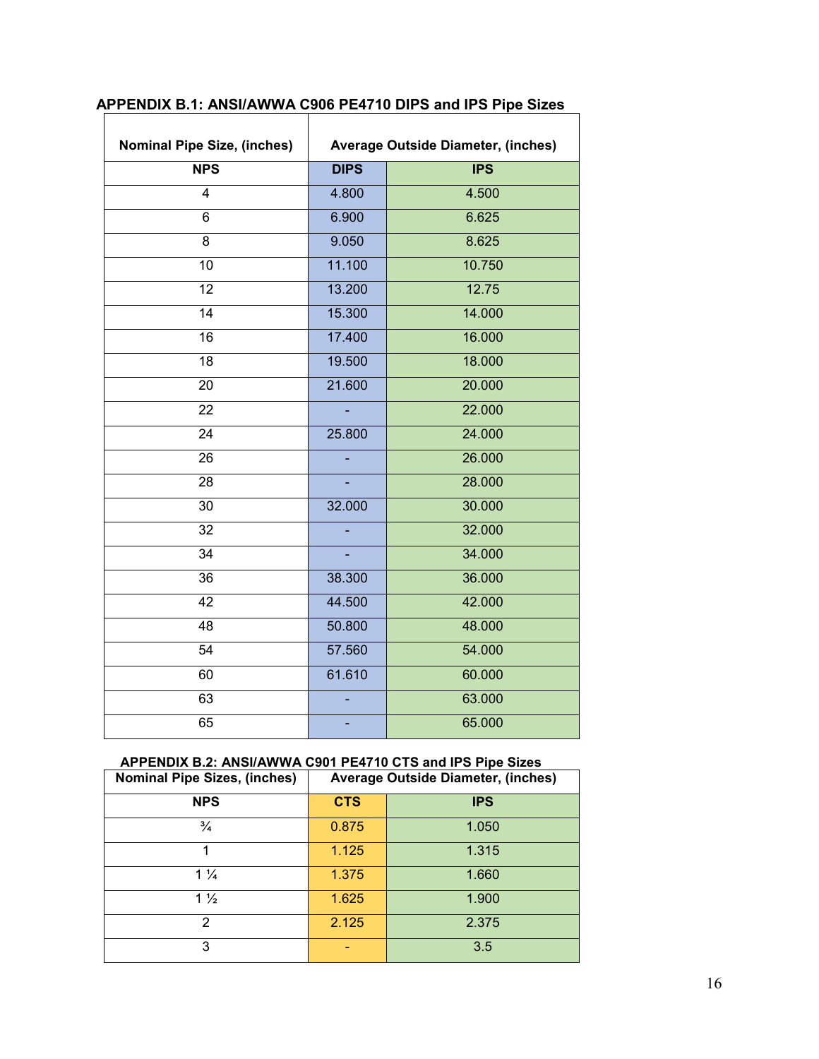## APPENDIX B.1: ANSI/AWWA C906 PE4710 DIPS and IPS Pipe Sizes

| Nominal Pipe Size, (inches) | Average Outside Diameter, (inches) | |
|---|---|---|
| **NPS** | **DIPS** | **IPS** |
| 4 | 4.800 | 4.500 |
| 6 | 6.900 | 6.625 |
| 8 | 9.050 | 8.625 |
| 10 | 11.100 | 10.750 |
| 12 | 13.200 | 12.75 |
| 14 | 15.300 | 14.000 |
| 16 | 17.400 | 16.000 |
| 18 | 19.500 | 18.000 |
| 20 | 21.600 | 20.000 |
| 22 | - | 22.000 |
| 24 | 25.800 | 24.000 |
| 26 | - | 26.000 |
| 28 | - | 28.000 |
| 30 | 32.000 | 30.000 |
| 32 | - | 32.000 |
| 34 | - | 34.000 |
| 36 | 38.300 | 36.000 |
| 42 | 44.500 | 42.000 |
| 48 | 50.800 | 48.000 |
| 54 | 57.560 | 54.000 |
| 60 | 61.610 | 60.000 |
| 63 | - | 63.000 |
| 65 | - | 65.000 |

## APPENDIX B.2: ANSI/AWWA C901 PE4710 CTS and IPS Pipe Sizes

| Nominal Pipe Sizes, (inches) | Average Outside Diameter, (inches) | |
|---|---|---|
| **NPS** | **CTS** | **IPS** |
| ¾ | 0.875 | 1.050 |
| 1 | 1.125 | 1.315 |
| 1 ¼ | 1.375 | 1.660 |
| 1 ½ | 1.625 | 1.900 |
| 2 | 2.125 | 2.375 |
| 3 | - | 3.5 |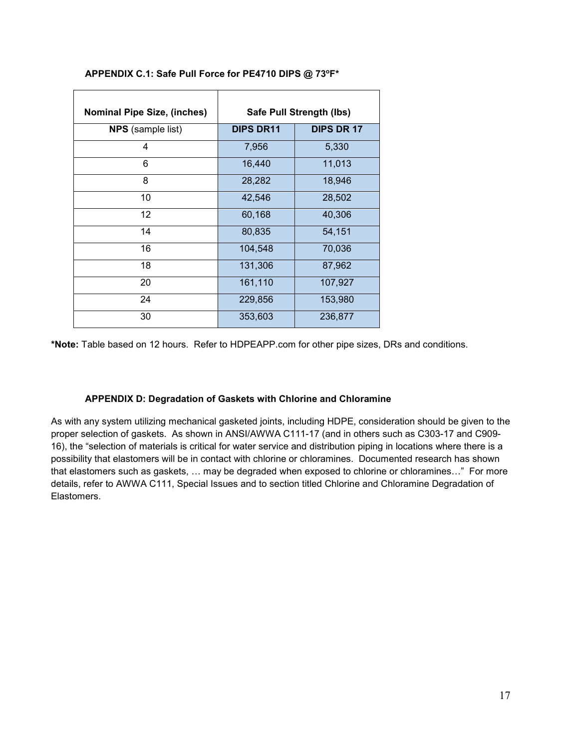**APPENDIX C.1: Safe Pull Force for PE4710 DIPS @ 73ºF***

| Nominal Pipe Size, (inches) | Safe Pull Strength (lbs) | |
|---|---|---|
| **NPS** (sample list) | **DIPS DR11** | **DIPS DR 17** |
| 4 | 7,956 | 5,330 |
| 6 | 16,440 | 11,013 |
| 8 | 28,282 | 18,946 |
| 10 | 42,546 | 28,502 |
| 12 | 60,168 | 40,306 |
| 14 | 80,835 | 54,151 |
| 16 | 104,548 | 70,036 |
| 18 | 131,306 | 87,962 |
| 20 | 161,110 | 107,927 |
| 24 | 229,856 | 153,980 |
| 30 | 353,603 | 236,877 |

***Note:** Table based on 12 hours. Refer to HDPEAPP.com for other pipe sizes, DRs and conditions.

**APPENDIX D: Degradation of Gaskets with Chlorine and Chloramine**

As with any system utilizing mechanical gasketed joints, including HDPE, consideration should be given to the proper selection of gaskets. As shown in ANSI/AWWA C111-17 (and in others such as C303-17 and C909-16), the "selection of materials is critical for water service and distribution piping in locations where there is a possibility that elastomers will be in contact with chlorine or chloramines. Documented research has shown that elastomers such as gaskets, … may be degraded when exposed to chlorine or chloramines…" For more details, refer to AWWA C111, Special Issues and to section titled Chlorine and Chloramine Degradation of Elastomers.